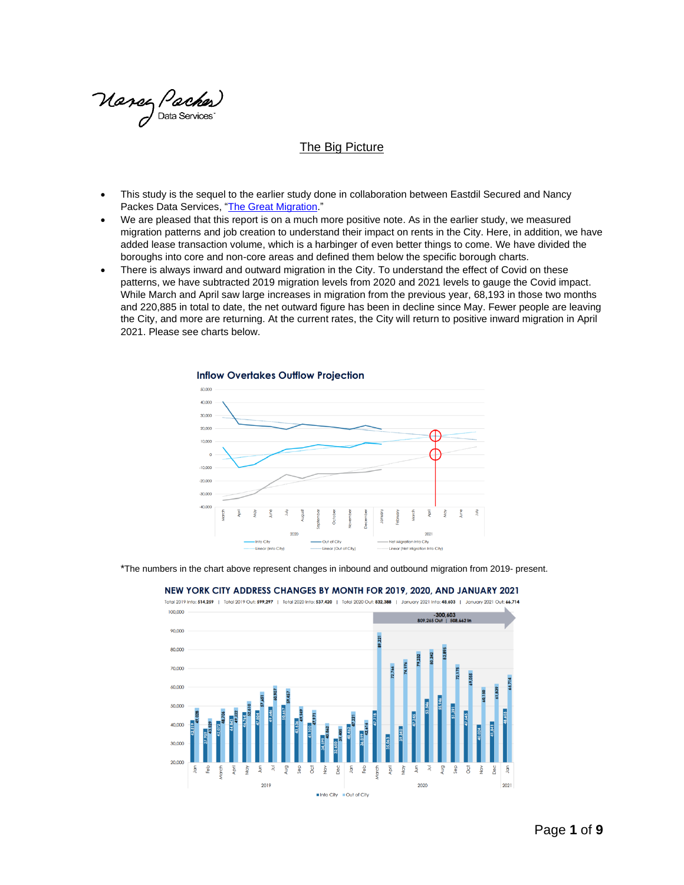# The Big Picture

- This study is the sequel to the earlier study done in collaboration between Eastdil Secured and Nancy Packes Data Services, "The Great Migration."
- We are pleased that this report is on a much more positive note. As in the earlier study, we measured migration patterns and job creation to understand their impact on rents in the City. Here, in addition, we have added lease transaction volume, which is a harbinger of even better things to come. We have divided the boroughs into core and non-core areas and defined them below the specific borough charts.
- There is always inward and outward migration in the City. To understand the effect of Covid on these patterns, we have subtracted 2019 migration levels from 2020 and 2021 levels to gauge the Covid impact. While March and April saw large increases in migration from the previous year, 68,193 in those two months and 220,885 in total to date, the net outward figure has been in decline since May. Fewer people are leaving the City, and more are returning. At the current rates, the City will return to positive inward migration in April 2021. Please see charts below.

**Inflow Overtakes Outflow Projection**

*The numbers in the chart above represent changes in inbound and outbound migration from 2019- present.

**NEW YORK CITY ADDRESS CHANGES BY MONTH FOR 2019, 2020, AND JANUARY 2021**

Total 2019 Into: 514,259 | Total 2019 Out: 599,297 | Total 2020 Into: 537,420 | Total 2020 Out: 832,388 | January 2021 Into: 48,603 | January 2021 Out: 66,714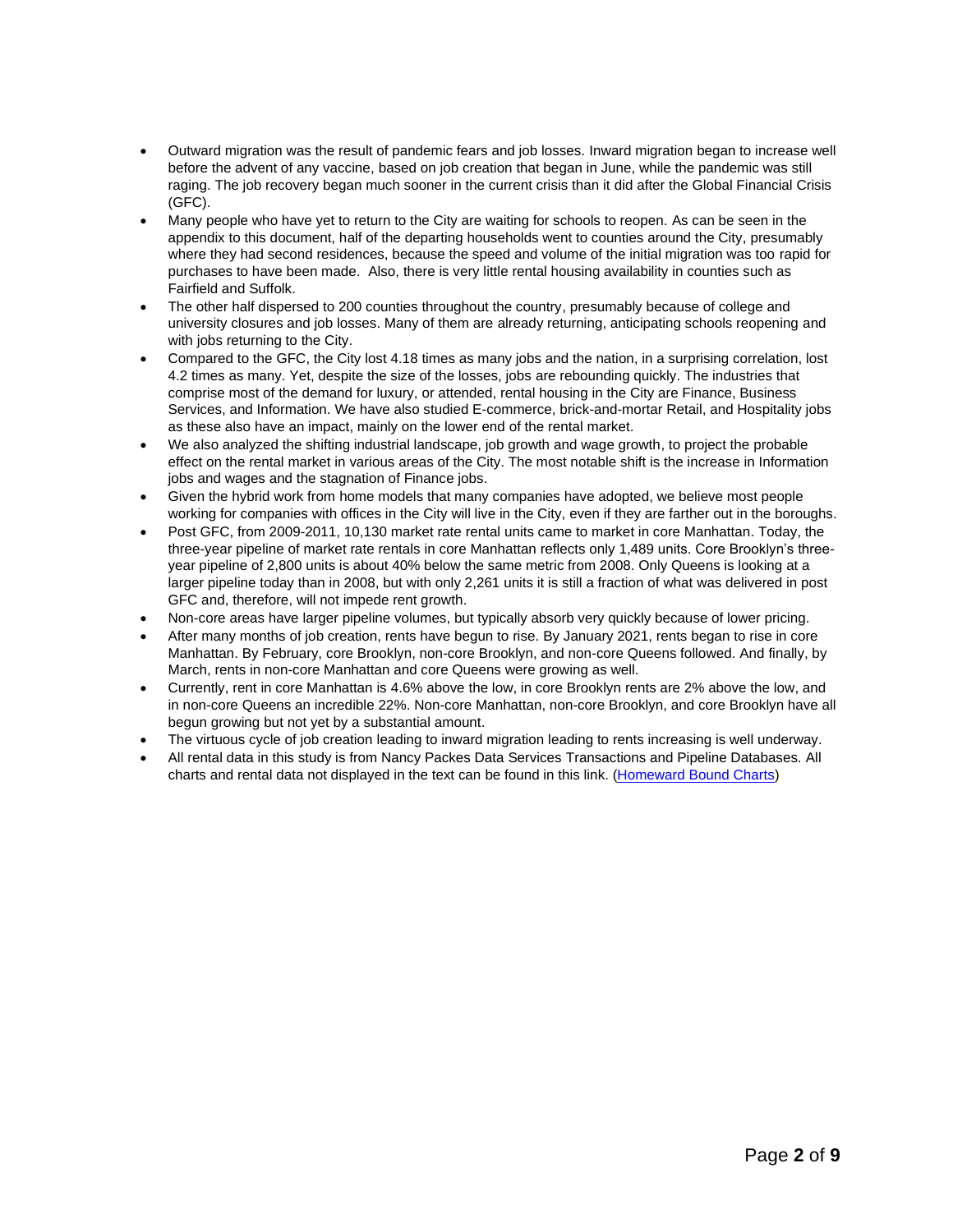- Outward migration was the result of pandemic fears and job losses. Inward migration began to increase well before the advent of any vaccine, based on job creation that began in June, while the pandemic was still raging. The job recovery began much sooner in the current crisis than it did after the Global Financial Crisis (GFC).
- Many people who have yet to return to the City are waiting for schools to reopen. As can be seen in the appendix to this document, half of the departing households went to counties around the City, presumably where they had second residences, because the speed and volume of the initial migration was too rapid for purchases to have been made. Also, there is very little rental housing availability in counties such as Fairfield and Suffolk.
- The other half dispersed to 200 counties throughout the country, presumably because of college and university closures and job losses. Many of them are already returning, anticipating schools reopening and with jobs returning to the City.
- Compared to the GFC, the City lost 4.18 times as many jobs and the nation, in a surprising correlation, lost 4.2 times as many. Yet, despite the size of the losses, jobs are rebounding quickly. The industries that comprise most of the demand for luxury, or attended, rental housing in the City are Finance, Business Services, and Information. We have also studied E-commerce, brick-and-mortar Retail, and Hospitality jobs as these also have an impact, mainly on the lower end of the rental market.
- We also analyzed the shifting industrial landscape, job growth and wage growth, to project the probable effect on the rental market in various areas of the City. The most notable shift is the increase in Information jobs and wages and the stagnation of Finance jobs.
- Given the hybrid work from home models that many companies have adopted, we believe most people working for companies with offices in the City will live in the City, even if they are farther out in the boroughs.
- Post GFC, from 2009-2011, 10,130 market rate rental units came to market in core Manhattan. Today, the three-year pipeline of market rate rentals in core Manhattan reflects only 1,489 units. Core Brooklyn's three-year pipeline of 2,800 units is about 40% below the same metric from 2008. Only Queens is looking at a larger pipeline today than in 2008, but with only 2,261 units it is still a fraction of what was delivered in post GFC and, therefore, will not impede rent growth.
- Non-core areas have larger pipeline volumes, but typically absorb very quickly because of lower pricing.
- After many months of job creation, rents have begun to rise. By January 2021, rents began to rise in core Manhattan. By February, core Brooklyn, non-core Brooklyn, and non-core Queens followed. And finally, by March, rents in non-core Manhattan and core Queens were growing as well.
- Currently, rent in core Manhattan is 4.6% above the low, in core Brooklyn rents are 2% above the low, and in non-core Queens an incredible 22%. Non-core Manhattan, non-core Brooklyn, and core Brooklyn have all begun growing but not yet by a substantial amount.
- The virtuous cycle of job creation leading to inward migration leading to rents increasing is well underway.
- All rental data in this study is from Nancy Packes Data Services Transactions and Pipeline Databases. All charts and rental data not displayed in the text can be found in this link. (Homeward Bound Charts)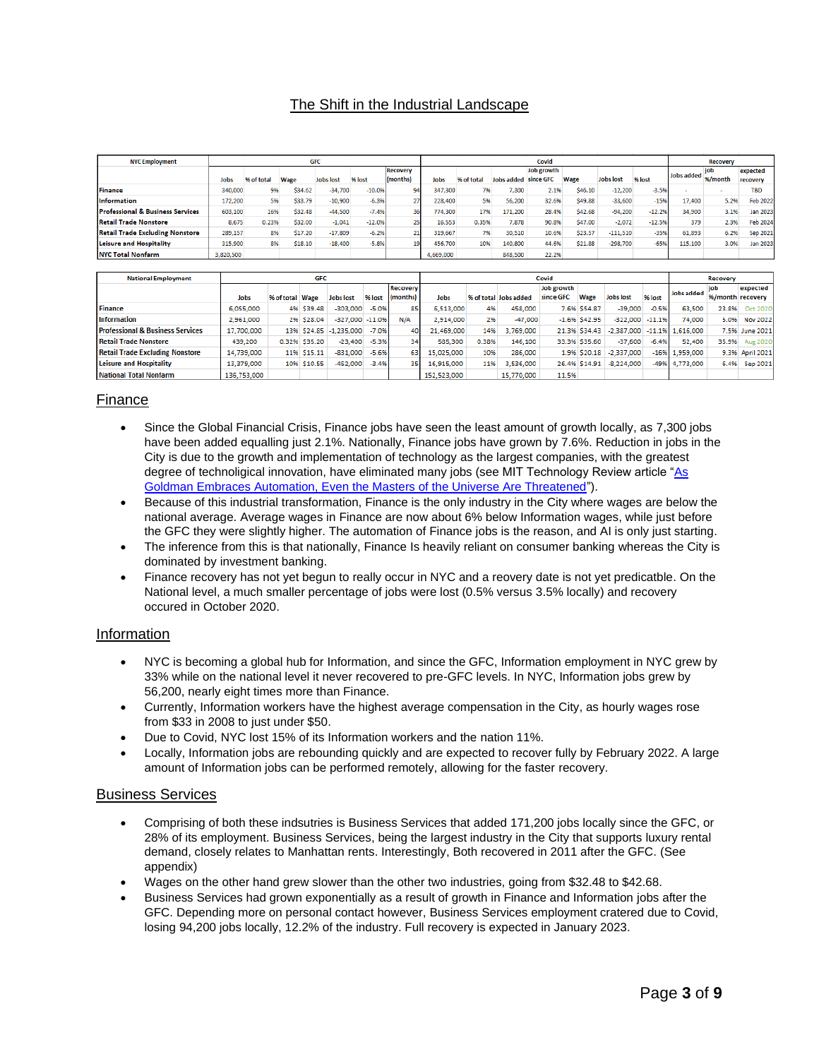## The Shift in the Industrial Landscape

| NYC Employment | GFC | | | | | | Covid | | | | | | | | Recovery | | |
|---|---|---|---|---|---|---|---|---|---|---|---|---|---|---|---|---|---|
| | Jobs | % of total | Wage | Jobs lost | % lost | Recovery (months) | Jobs | % of total | Jobs added | Job growth since GFC | Wage | Jobs lost | % lost | | Jobs added | job %/month | expected recovery |
| **Finance** | 340,000 | 9% | $34.62 | -34,700 | -10.0% | 94 | 347,300 | 7% | 7,300 | 2.1% | $46.10 | -12,200 | -3.5% | | - | - | TBD |
| **Information** | 172,200 | 5% | $33.79 | -10,900 | -6.3% | 27 | 228,400 | 5% | 56,200 | 32.6% | $49.88 | -33,600 | -15% | | 17,400 | 5.2% | Feb 2022 |
| **Professional & Business Services** | 603,100 | 16% | $32.48 | -44,500 | -7.4% | 36 | 774,300 | 17% | 171,200 | 28.4% | $42.68 | -94,200 | -12.2% | | 34,900 | 3.1% | Jan 2023 |
| **Retail Trade Nonstore** | 8,675 | 0.23% | $32.00 | -1,041 | -12.0% | 25 | 16,553 | 0.35% | 7,878 | 90.8% | $47.00 | -2,072 | -12.5% | | 379 | 2.3% | Feb 2024 |
| **Retail Trade Excluding Nonstore** | 289,157 | 8% | $17.20 | -17,809 | -6.2% | 21 | 319,667 | 7% | 30,510 | 10.6% | $23.57 | -111,510 | -35% | | 61,893 | 6.2% | Sep 2021 |
| **Leisure and Hospitality** | 315,900 | 8% | $18.10 | -18,400 | -5.8% | 19 | 456,700 | 10% | 140,800 | 44.6% | $21.88 | -298,700 | -65% | | 115,100 | 3.0% | Jan 2023 |
| **NYC Total Nonfarm** | 3,820,500 | | | | | | 4,669,000 | | 848,500 | 22.2% | | | | | | | |

| National Employment | GFC | | | | | | Covid | | | | | | | Recovery | | |
|---|---|---|---|---|---|---|---|---|---|---|---|---|---|---|---|---|
| | Jobs | % of total | Wage | Jobs lost | % lost | Recovery (months) | Jobs | % of total | Jobs added | Job growth since GFC | Wage | Jobs lost | % lost | Jobs added | job %/month | expected recovery |
| **Finance** | 6,055,000 | 4% | $39.48 | -303,000 | -5.0% | 85 | 6,513,000 | 4% | 458,000 | 7.6% | $54.87 | -39,000 | -0.5% | 63,500 | 23.8% | Oct 2020 |
| **Information** | 2,961,000 | 2% | $28.04 | -327,000 | -11.0% | N/A | 2,914,000 | 2% | -47,000 | -1.6% | $42.95 | -322,000 | -11.1% | 74,000 | 5.0% | Nov 2022 |
| **Professional & Business Services** | 17,700,000 | 13% | $24.85 | -1,235,000 | -7.0% | 40 | 21,469,000 | 14% | 3,769,000 | 21.3% | $34.43 | -2,387,000 | -11.1% | 1,616,000 | 7.5% | June 2021 |
| **Retail Trade Nonstore** | 439,200 | 0.32% | $35.20 | -23,400 | -5.3% | 34 | 585,300 | 0.38% | 146,100 | 33.3% | $35.60 | -37,600 | -6.4% | 52,400 | 35.5% | Aug 2020 |
| **Retail Trade Excluding Nonstore** | 14,739,000 | 11% | $15.11 | -831,000 | -5.6% | 63 | 15,025,000 | 10% | 286,000 | 1.9% | $20.18 | -2,337,000 | -16% | 1,959,000 | 9.3% | April 2021 |
| **Leisure and Hospitality** | 13,379,000 | 10% | $10.55 | -452,000 | -3.4% | 35 | 16,915,000 | 11% | 3,536,000 | 26.4% | $14.91 | -8,224,000 | -49% | 4,773,000 | 6.4% | Sep 2021 |
| **National Total Nonfarm** | 136,753,000 | | | | | | 152,523,000 | | 15,770,000 | 11.5% | | | | | | |

### Finance

- Since the Global Financial Crisis, Finance jobs have seen the least amount of growth locally, as 7,300 jobs have been added equalling just 2.1%. Nationally, Finance jobs have grown by 7.6%. Reduction in jobs in the City is due to the growth and implementation of technology as the largest companies, with the greatest degree of technoligical innovation, have eliminated many jobs (see MIT Technology Review article "As Goldman Embraces Automation, Even the Masters of the Universe Are Threatened").
- Because of this industrial transformation, Finance is the only industry in the City where wages are below the national average. Average wages in Finance are now about 6% below Information wages, while just before the GFC they were slightly higher. The automation of Finance jobs is the reason, and AI is only just starting.
- The inference from this is that nationally, Finance Is heavily reliant on consumer banking whereas the City is dominated by investment banking.
- Finance recovery has not yet begun to really occur in NYC and a reovery date is not yet predicatble. On the National level, a much smaller percentage of jobs were lost (0.5% versus 3.5% locally) and recovery occured in October 2020.

### Information

- NYC is becoming a global hub for Information, and since the GFC, Information employment in NYC grew by 33% while on the national level it never recovered to pre-GFC levels. In NYC, Information jobs grew by 56,200, nearly eight times more than Finance.
- Currently, Information workers have the highest average compensation in the City, as hourly wages rose from $33 in 2008 to just under $50.
- Due to Covid, NYC lost 15% of its Information workers and the nation 11%.
- Locally, Information jobs are rebounding quickly and are expected to recover fully by February 2022. A large amount of Information jobs can be performed remotely, allowing for the faster recovery.

### Business Services

- Comprising of both these indsutries is Business Services that added 171,200 jobs locally since the GFC, or 28% of its employment. Business Services, being the largest industry in the City that supports luxury rental demand, closely relates to Manhattan rents. Interestingly, Both recovered in 2011 after the GFC. (See appendix)
- Wages on the other hand grew slower than the other two industries, going from $32.48 to $42.68.
- Business Services had grown exponentially as a result of growth in Finance and Information jobs after the GFC. Depending more on personal contact however, Business Services employment cratered due to Covid, losing 94,200 jobs locally, 12.2% of the industry. Full recovery is expected in January 2023.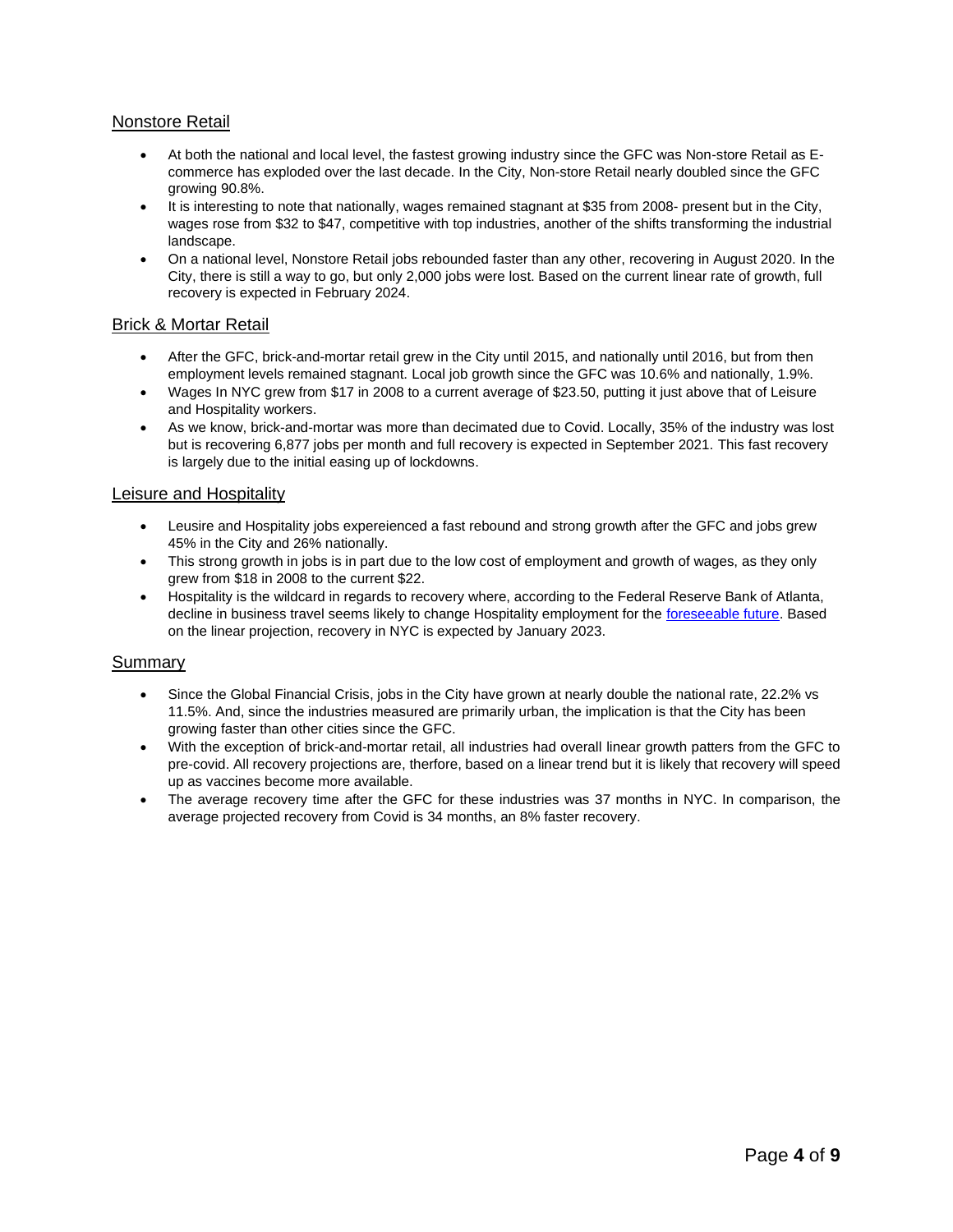## Nonstore Retail

- At both the national and local level, the fastest growing industry since the GFC was Non-store Retail as E-commerce has exploded over the last decade. In the City, Non-store Retail nearly doubled since the GFC growing 90.8%.
- It is interesting to note that nationally, wages remained stagnant at $35 from 2008- present but in the City, wages rose from $32 to $47, competitive with top industries, another of the shifts transforming the industrial landscape.
- On a national level, Nonstore Retail jobs rebounded faster than any other, recovering in August 2020. In the City, there is still a way to go, but only 2,000 jobs were lost. Based on the current linear rate of growth, full recovery is expected in February 2024.

## Brick & Mortar Retail

- After the GFC, brick-and-mortar retail grew in the City until 2015, and nationally until 2016, but from then employment levels remained stagnant. Local job growth since the GFC was 10.6% and nationally, 1.9%.
- Wages In NYC grew from $17 in 2008 to a current average of $23.50, putting it just above that of Leisure and Hospitality workers.
- As we know, brick-and-mortar was more than decimated due to Covid. Locally, 35% of the industry was lost but is recovering 6,877 jobs per month and full recovery is expected in September 2021. This fast recovery is largely due to the initial easing up of lockdowns.

## Leisure and Hospitality

- Leusire and Hospitality jobs expereienced a fast rebound and strong growth after the GFC and jobs grew 45% in the City and 26% nationally.
- This strong growth in jobs is in part due to the low cost of employment and growth of wages, as they only grew from $18 in 2008 to the current $22.
- Hospitality is the wildcard in regards to recovery where, according to the Federal Reserve Bank of Atlanta, decline in business travel seems likely to change Hospitality employment for the foreseeable future. Based on the linear projection, recovery in NYC is expected by January 2023.

## Summary

- Since the Global Financial Crisis, jobs in the City have grown at nearly double the national rate, 22.2% vs 11.5%. And, since the industries measured are primarily urban, the implication is that the City has been growing faster than other cities since the GFC.
- With the exception of brick-and-mortar retail, all industries had overall linear growth patters from the GFC to pre-covid. All recovery projections are, therfore, based on a linear trend but it is likely that recovery will speed up as vaccines become more available.
- The average recovery time after the GFC for these industries was 37 months in NYC. In comparison, the average projected recovery from Covid is 34 months, an 8% faster recovery.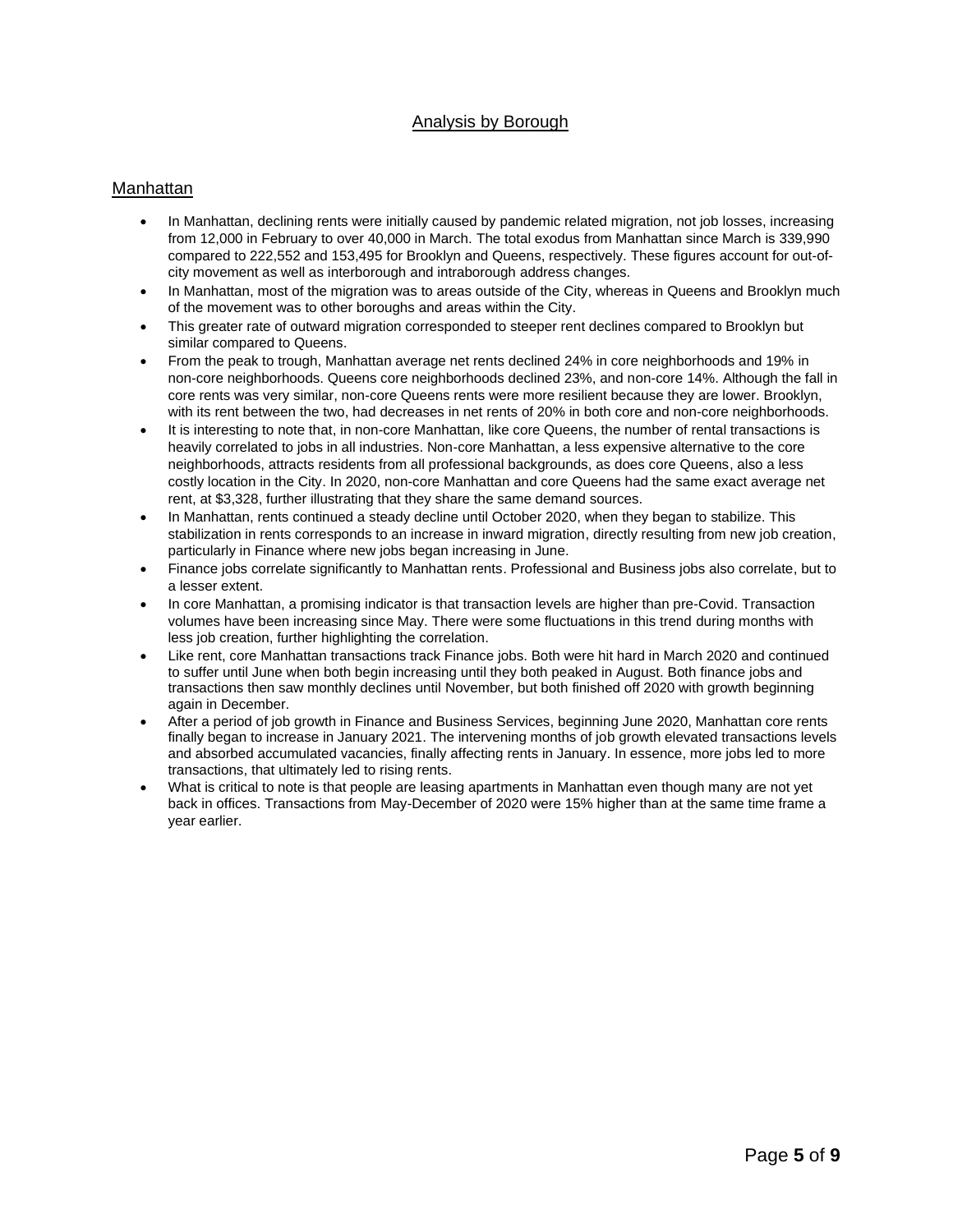## Analysis by Borough

### Manhattan

- In Manhattan, declining rents were initially caused by pandemic related migration, not job losses, increasing from 12,000 in February to over 40,000 in March. The total exodus from Manhattan since March is 339,990 compared to 222,552 and 153,495 for Brooklyn and Queens, respectively. These figures account for out-of-city movement as well as interborough and intraborough address changes.
- In Manhattan, most of the migration was to areas outside of the City, whereas in Queens and Brooklyn much of the movement was to other boroughs and areas within the City.
- This greater rate of outward migration corresponded to steeper rent declines compared to Brooklyn but similar compared to Queens.
- From the peak to trough, Manhattan average net rents declined 24% in core neighborhoods and 19% in non-core neighborhoods. Queens core neighborhoods declined 23%, and non-core 14%. Although the fall in core rents was very similar, non-core Queens rents were more resilient because they are lower. Brooklyn, with its rent between the two, had decreases in net rents of 20% in both core and non-core neighborhoods.
- It is interesting to note that, in non-core Manhattan, like core Queens, the number of rental transactions is heavily correlated to jobs in all industries. Non-core Manhattan, a less expensive alternative to the core neighborhoods, attracts residents from all professional backgrounds, as does core Queens, also a less costly location in the City. In 2020, non-core Manhattan and core Queens had the same exact average net rent, at $3,328, further illustrating that they share the same demand sources.
- In Manhattan, rents continued a steady decline until October 2020, when they began to stabilize. This stabilization in rents corresponds to an increase in inward migration, directly resulting from new job creation, particularly in Finance where new jobs began increasing in June.
- Finance jobs correlate significantly to Manhattan rents. Professional and Business jobs also correlate, but to a lesser extent.
- In core Manhattan, a promising indicator is that transaction levels are higher than pre-Covid. Transaction volumes have been increasing since May. There were some fluctuations in this trend during months with less job creation, further highlighting the correlation.
- Like rent, core Manhattan transactions track Finance jobs. Both were hit hard in March 2020 and continued to suffer until June when both begin increasing until they both peaked in August. Both finance jobs and transactions then saw monthly declines until November, but both finished off 2020 with growth beginning again in December.
- After a period of job growth in Finance and Business Services, beginning June 2020, Manhattan core rents finally began to increase in January 2021. The intervening months of job growth elevated transactions levels and absorbed accumulated vacancies, finally affecting rents in January. In essence, more jobs led to more transactions, that ultimately led to rising rents.
- What is critical to note is that people are leasing apartments in Manhattan even though many are not yet back in offices. Transactions from May-December of 2020 were 15% higher than at the same time frame a year earlier.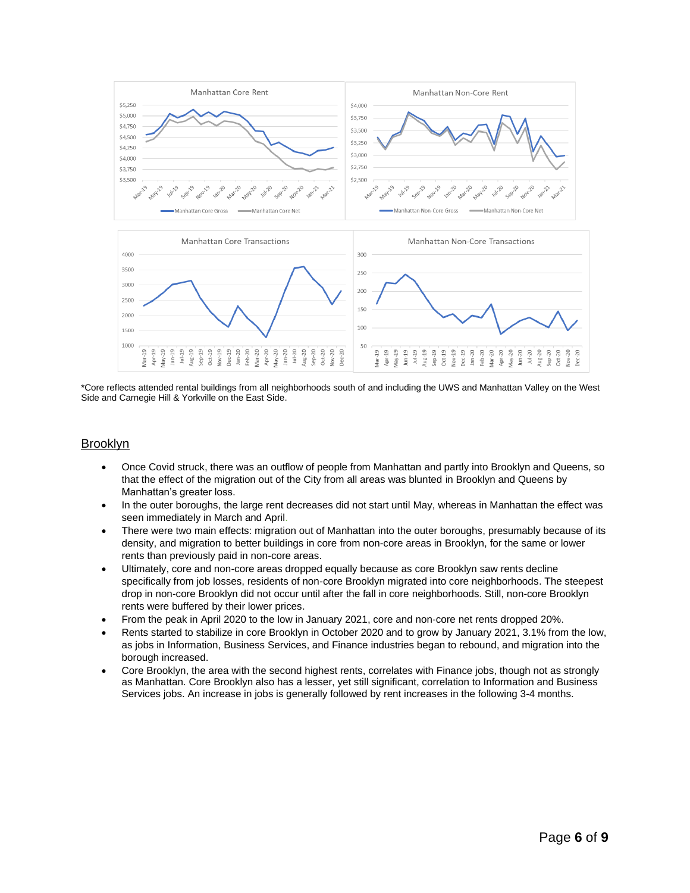*Core reflects attended rental buildings from all neighborhoods south of and including the UWS and Manhattan Valley on the West Side and Carnegie Hill & Yorkville on the East Side.

## Brooklyn

- Once Covid struck, there was an outflow of people from Manhattan and partly into Brooklyn and Queens, so that the effect of the migration out of the City from all areas was blunted in Brooklyn and Queens by Manhattan's greater loss.
- In the outer boroughs, the large rent decreases did not start until May, whereas in Manhattan the effect was seen immediately in March and April.
- There were two main effects: migration out of Manhattan into the outer boroughs, presumably because of its density, and migration to better buildings in core from non-core areas in Brooklyn, for the same or lower rents than previously paid in non-core areas.
- Ultimately, core and non-core areas dropped equally because as core Brooklyn saw rents decline specifically from job losses, residents of non-core Brooklyn migrated into core neighborhoods. The steepest drop in non-core Brooklyn did not occur until after the fall in core neighborhoods. Still, non-core Brooklyn rents were buffered by their lower prices.
- From the peak in April 2020 to the low in January 2021, core and non-core net rents dropped 20%.
- Rents started to stabilize in core Brooklyn in October 2020 and to grow by January 2021, 3.1% from the low, as jobs in Information, Business Services, and Finance industries began to rebound, and migration into the borough increased.
- Core Brooklyn, the area with the second highest rents, correlates with Finance jobs, though not as strongly as Manhattan. Core Brooklyn also has a lesser, yet still significant, correlation to Information and Business Services jobs. An increase in jobs is generally followed by rent increases in the following 3-4 months.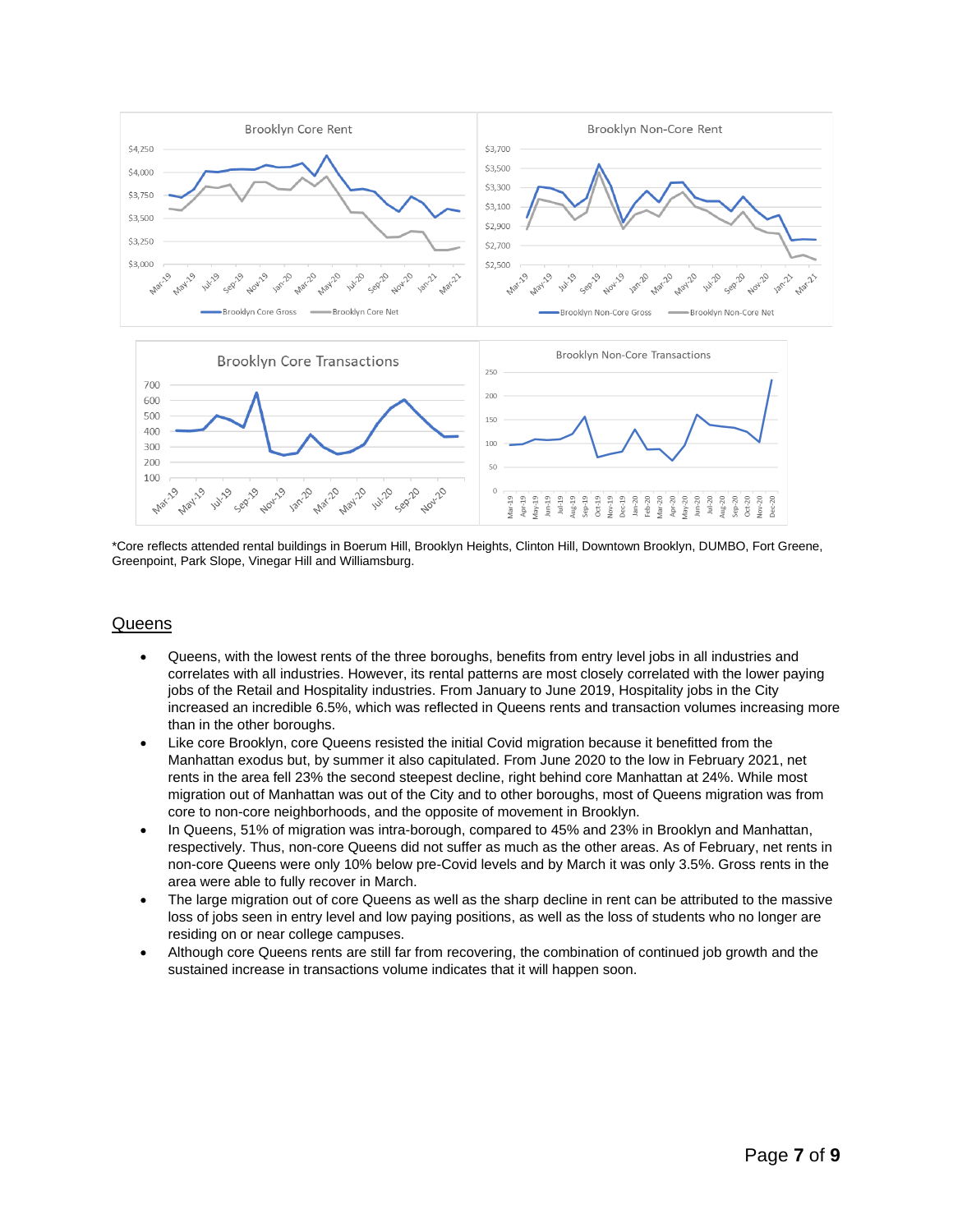*Core reflects attended rental buildings in Boerum Hill, Brooklyn Heights, Clinton Hill, Downtown Brooklyn, DUMBO, Fort Greene, Greenpoint, Park Slope, Vinegar Hill and Williamsburg.

## Queens

- Queens, with the lowest rents of the three boroughs, benefits from entry level jobs in all industries and correlates with all industries. However, its rental patterns are most closely correlated with the lower paying jobs of the Retail and Hospitality industries. From January to June 2019, Hospitality jobs in the City increased an incredible 6.5%, which was reflected in Queens rents and transaction volumes increasing more than in the other boroughs.
- Like core Brooklyn, core Queens resisted the initial Covid migration because it benefitted from the Manhattan exodus but, by summer it also capitulated. From June 2020 to the low in February 2021, net rents in the area fell 23% the second steepest decline, right behind core Manhattan at 24%. While most migration out of Manhattan was out of the City and to other boroughs, most of Queens migration was from core to non-core neighborhoods, and the opposite of movement in Brooklyn.
- In Queens, 51% of migration was intra-borough, compared to 45% and 23% in Brooklyn and Manhattan, respectively. Thus, non-core Queens did not suffer as much as the other areas. As of February, net rents in non-core Queens were only 10% below pre-Covid levels and by March it was only 3.5%. Gross rents in the area were able to fully recover in March.
- The large migration out of core Queens as well as the sharp decline in rent can be attributed to the massive loss of jobs seen in entry level and low paying positions, as well as the loss of students who no longer are residing on or near college campuses.
- Although core Queens rents are still far from recovering, the combination of continued job growth and the sustained increase in transactions volume indicates that it will happen soon.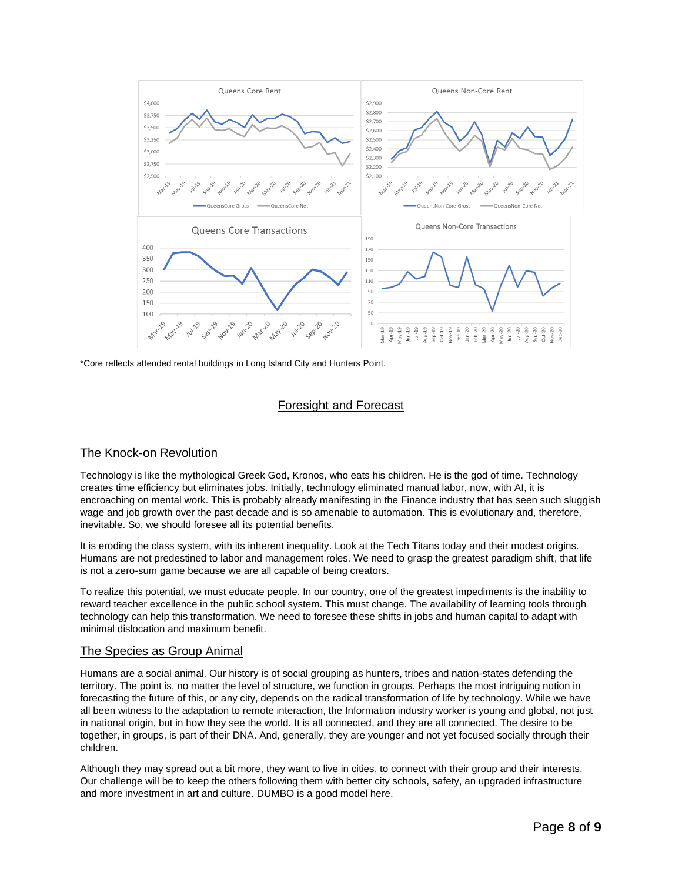*Core reflects attended rental buildings in Long Island City and Hunters Point.

## Foresight and Forecast

### The Knock-on Revolution

Technology is like the mythological Greek God, Kronos, who eats his children. He is the god of time. Technology creates time efficiency but eliminates jobs. Initially, technology eliminated manual labor, now, with AI, it is encroaching on mental work. This is probably already manifesting in the Finance industry that has seen such sluggish wage and job growth over the past decade and is so amenable to automation. This is evolutionary and, therefore, inevitable. So, we should foresee all its potential benefits.

It is eroding the class system, with its inherent inequality. Look at the Tech Titans today and their modest origins. Humans are not predestined to labor and management roles. We need to grasp the greatest paradigm shift, that life is not a zero-sum game because we are all capable of being creators.

To realize this potential, we must educate people. In our country, one of the greatest impediments is the inability to reward teacher excellence in the public school system. This must change. The availability of learning tools through technology can help this transformation. We need to foresee these shifts in jobs and human capital to adapt with minimal dislocation and maximum benefit.

### The Species as Group Animal

Humans are a social animal. Our history is of social grouping as hunters, tribes and nation-states defending the territory. The point is, no matter the level of structure, we function in groups. Perhaps the most intriguing notion in forecasting the future of this, or any city, depends on the radical transformation of life by technology. While we have all been witness to the adaptation to remote interaction, the Information industry worker is young and global, not just in national origin, but in how they see the world. It is all connected, and they are all connected. The desire to be together, in groups, is part of their DNA. And, generally, they are younger and not yet focused socially through their children.

Although they may spread out a bit more, they want to live in cities, to connect with their group and their interests. Our challenge will be to keep the others following them with better city schools, safety, an upgraded infrastructure and more investment in art and culture. DUMBO is a good model here.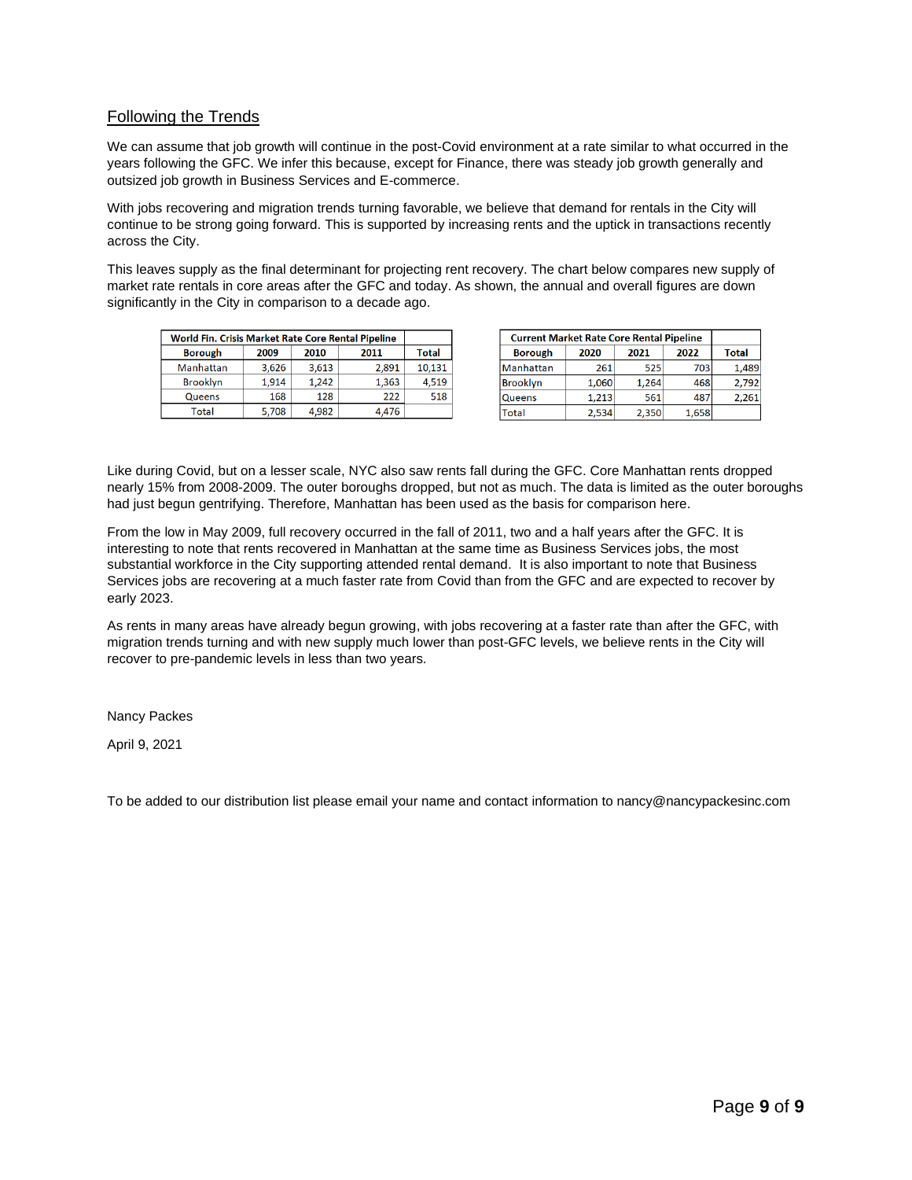## Following the Trends

We can assume that job growth will continue in the post-Covid environment at a rate similar to what occurred in the years following the GFC. We infer this because, except for Finance, there was steady job growth generally and outsized job growth in Business Services and E-commerce.

With jobs recovering and migration trends turning favorable, we believe that demand for rentals in the City will continue to be strong going forward. This is supported by increasing rents and the uptick in transactions recently across the City.

This leaves supply as the final determinant for projecting rent recovery. The chart below compares new supply of market rate rentals in core areas after the GFC and today. As shown, the annual and overall figures are down significantly in the City in comparison to a decade ago.

| World Fin. Crisis Market Rate Core Rental Pipeline | | | | |
|---|---|---|---|---|
| Borough | 2009 | 2010 | 2011 | Total |
| Manhattan | 3,626 | 3,613 | 2,891 | 10,131 |
| Brooklyn | 1,914 | 1,242 | 1,363 | 4,519 |
| Queens | 168 | 128 | 222 | 518 |
| Total | 5,708 | 4,982 | 4,476 | |

| Current Market Rate Core Rental Pipeline | | | | |
|---|---|---|---|---|
| Borough | 2020 | 2021 | 2022 | Total |
| Manhattan | 261 | 525 | 703 | 1,489 |
| Brooklyn | 1,060 | 1,264 | 468 | 2,792 |
| Queens | 1,213 | 561 | 487 | 2,261 |
| Total | 2,534 | 2,350 | 1,658 | |

Like during Covid, but on a lesser scale, NYC also saw rents fall during the GFC. Core Manhattan rents dropped nearly 15% from 2008-2009. The outer boroughs dropped, but not as much. The data is limited as the outer boroughs had just begun gentrifying. Therefore, Manhattan has been used as the basis for comparison here.

From the low in May 2009, full recovery occurred in the fall of 2011, two and a half years after the GFC. It is interesting to note that rents recovered in Manhattan at the same time as Business Services jobs, the most substantial workforce in the City supporting attended rental demand. It is also important to note that Business Services jobs are recovering at a much faster rate from Covid than from the GFC and are expected to recover by early 2023.

As rents in many areas have already begun growing, with jobs recovering at a faster rate than after the GFC, with migration trends turning and with new supply much lower than post-GFC levels, we believe rents in the City will recover to pre-pandemic levels in less than two years.

Nancy Packes

April 9, 2021

To be added to our distribution list please email your name and contact information to nancy@nancypackesinc.com